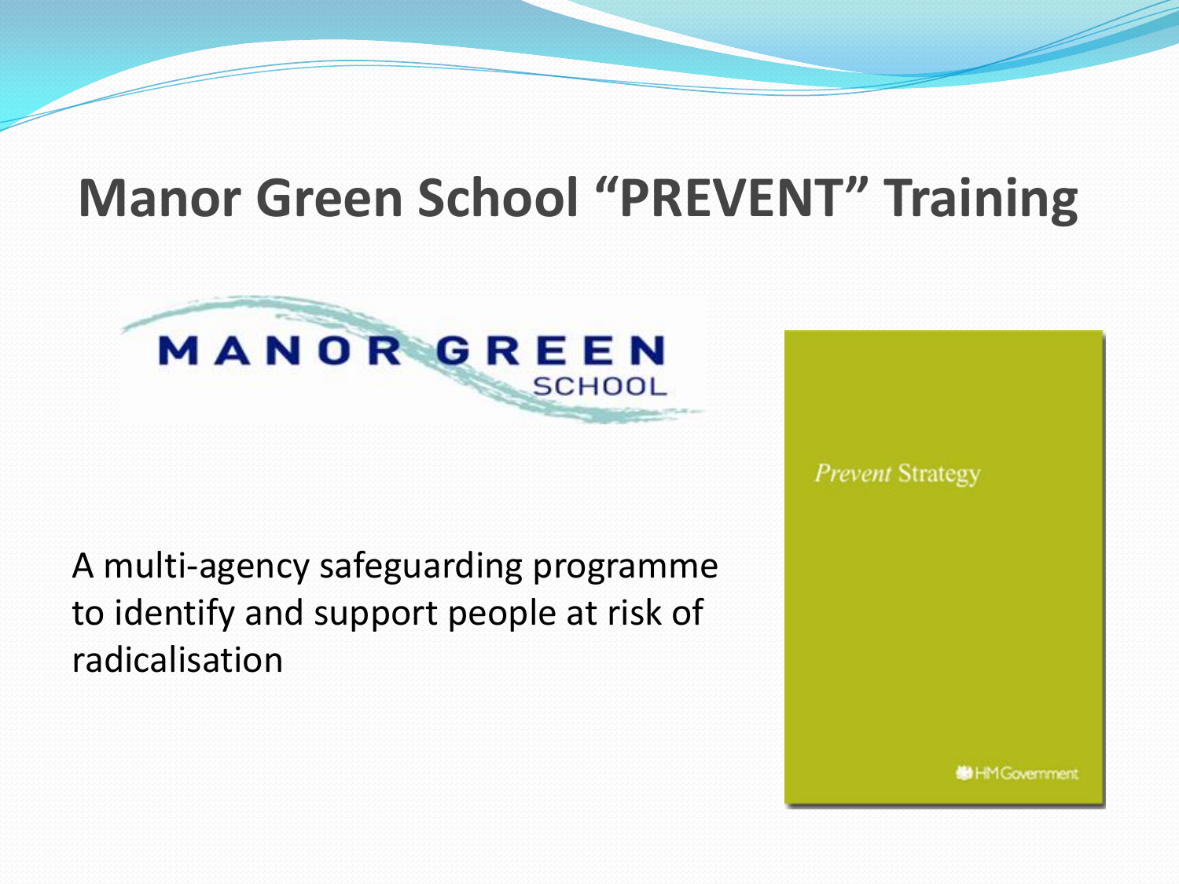# Manor Green School "PREVENT" Training

A multi-agency safeguarding programme to identify and support people at risk of radicalisation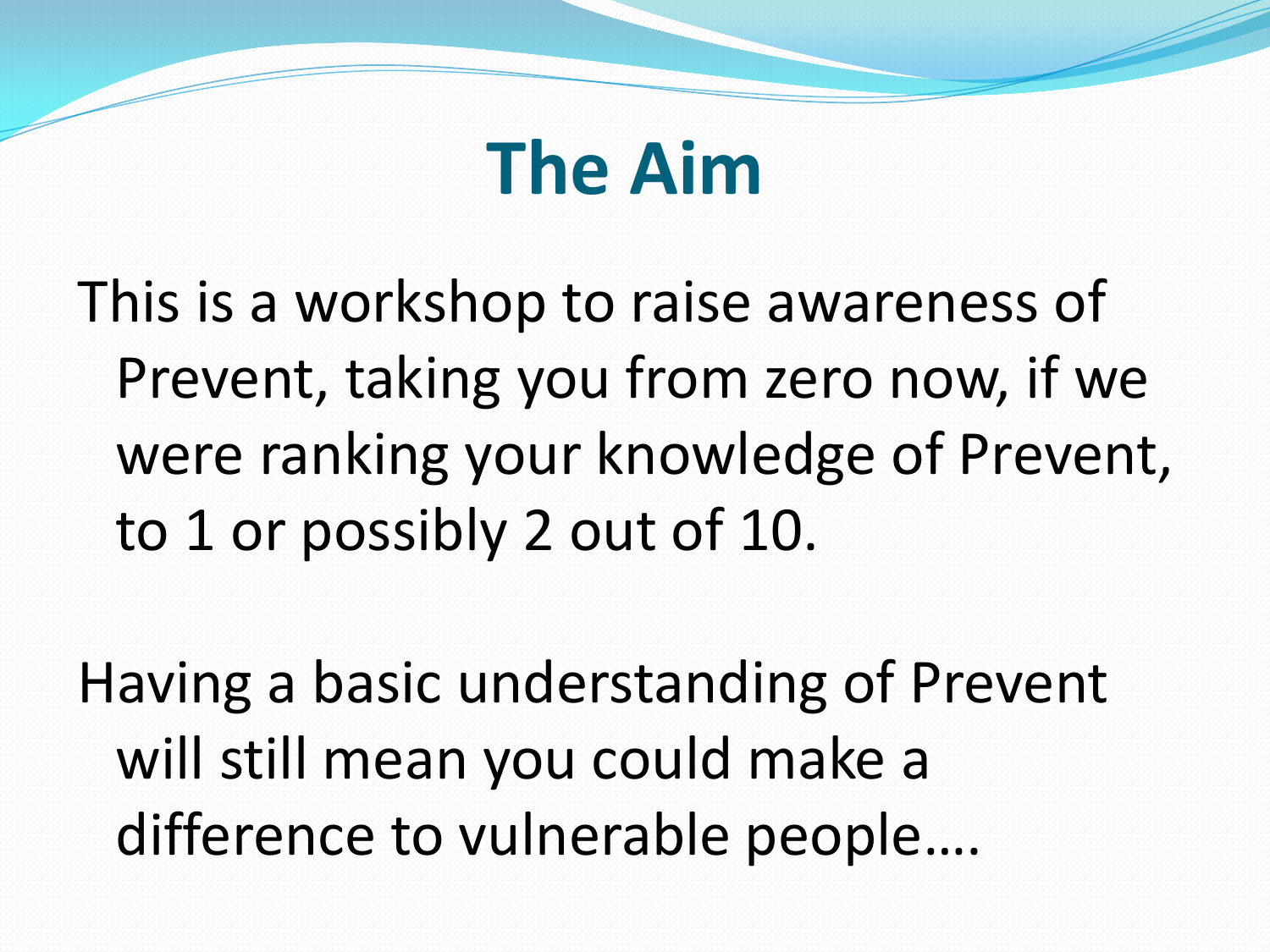# The Aim

This is a workshop to raise awareness of Prevent, taking you from zero now, if we were ranking your knowledge of Prevent, to 1 or possibly 2 out of 10.

Having a basic understanding of Prevent will still mean you could make a difference to vulnerable people….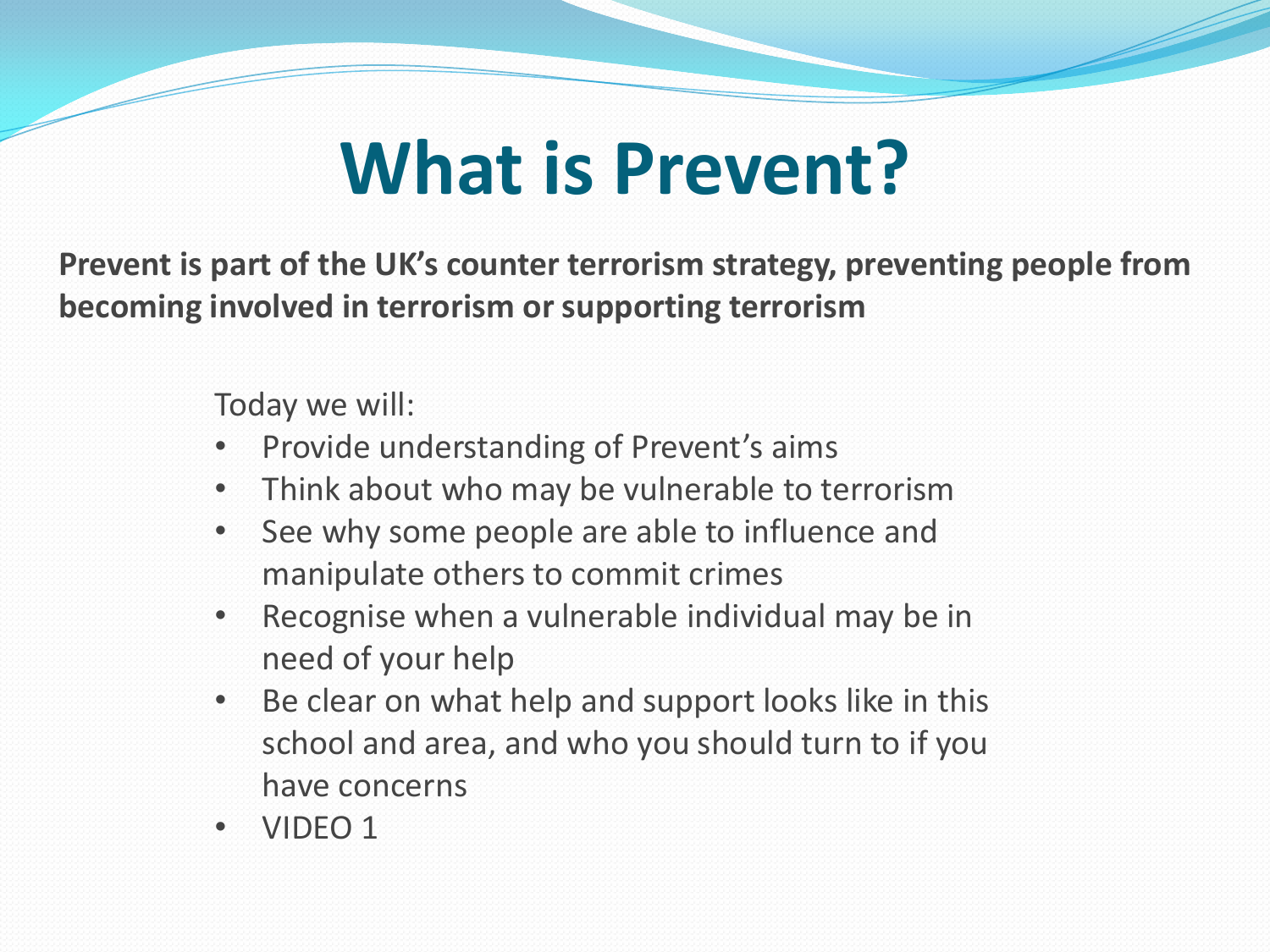# What is Prevent?

**Prevent is part of the UK's counter terrorism strategy, preventing people from becoming involved in terrorism or supporting terrorism**

Today we will:

- Provide understanding of Prevent's aims
- Think about who may be vulnerable to terrorism
- See why some people are able to influence and manipulate others to commit crimes
- Recognise when a vulnerable individual may be in need of your help
- Be clear on what help and support looks like in this school and area, and who you should turn to if you have concerns
- VIDEO 1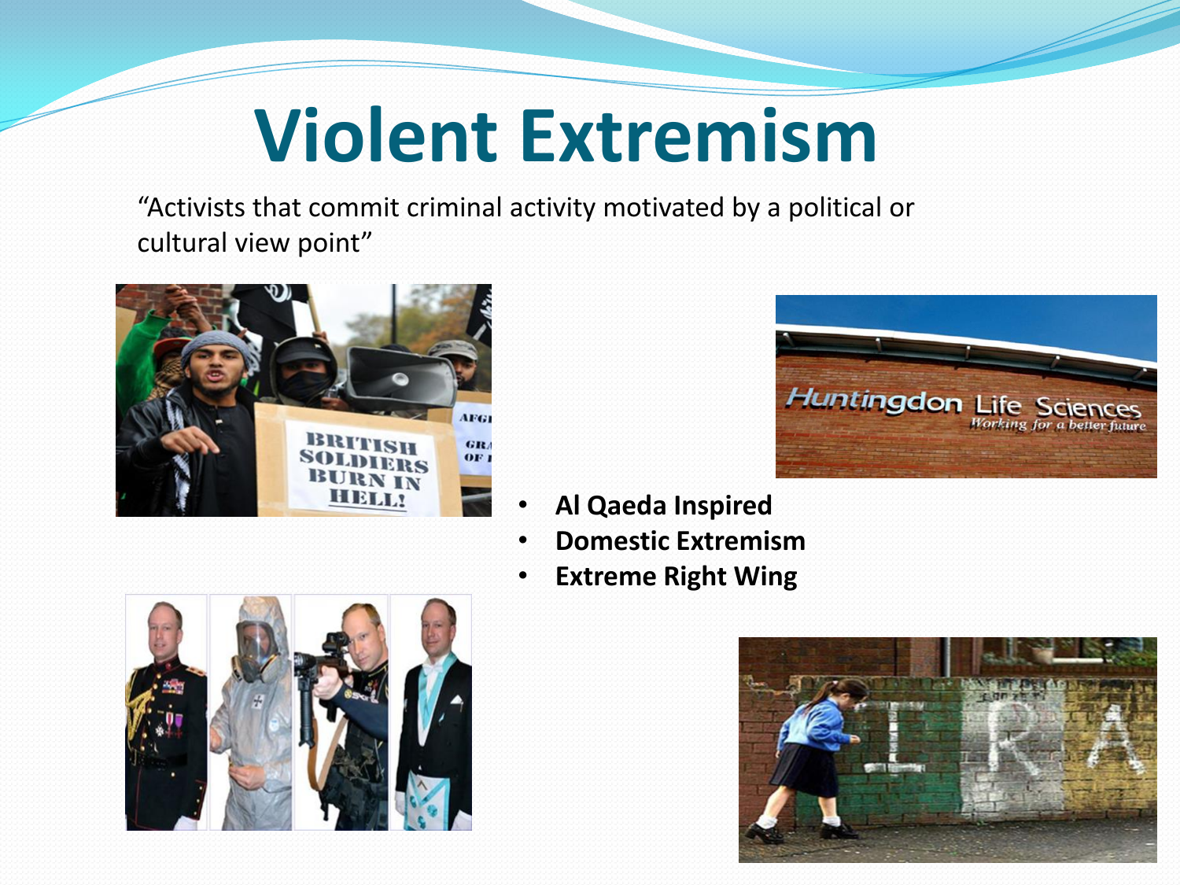# Violent Extremism

"Activists that commit criminal activity motivated by a political or cultural view point"

- **Al Qaeda Inspired**
- **Domestic Extremism**
- **Extreme Right Wing**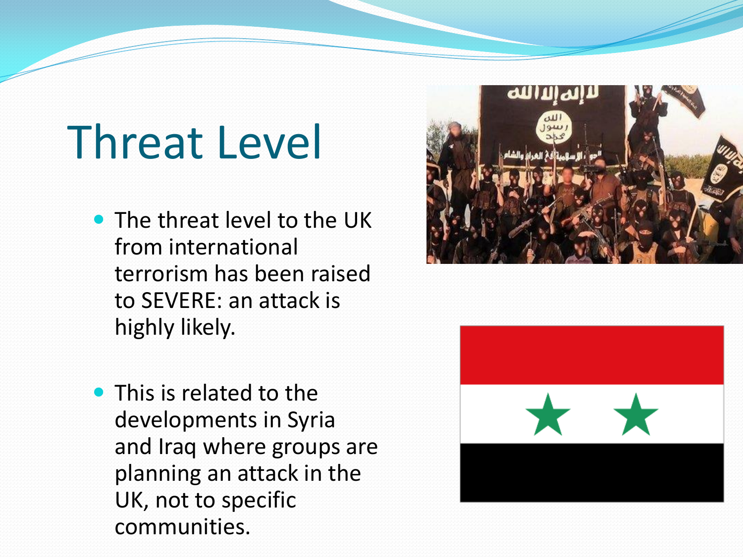# Threat Level

- The threat level to the UK from international terrorism has been raised to SEVERE: an attack is highly likely.
- This is related to the developments in Syria and Iraq where groups are planning an attack in the UK, not to specific communities.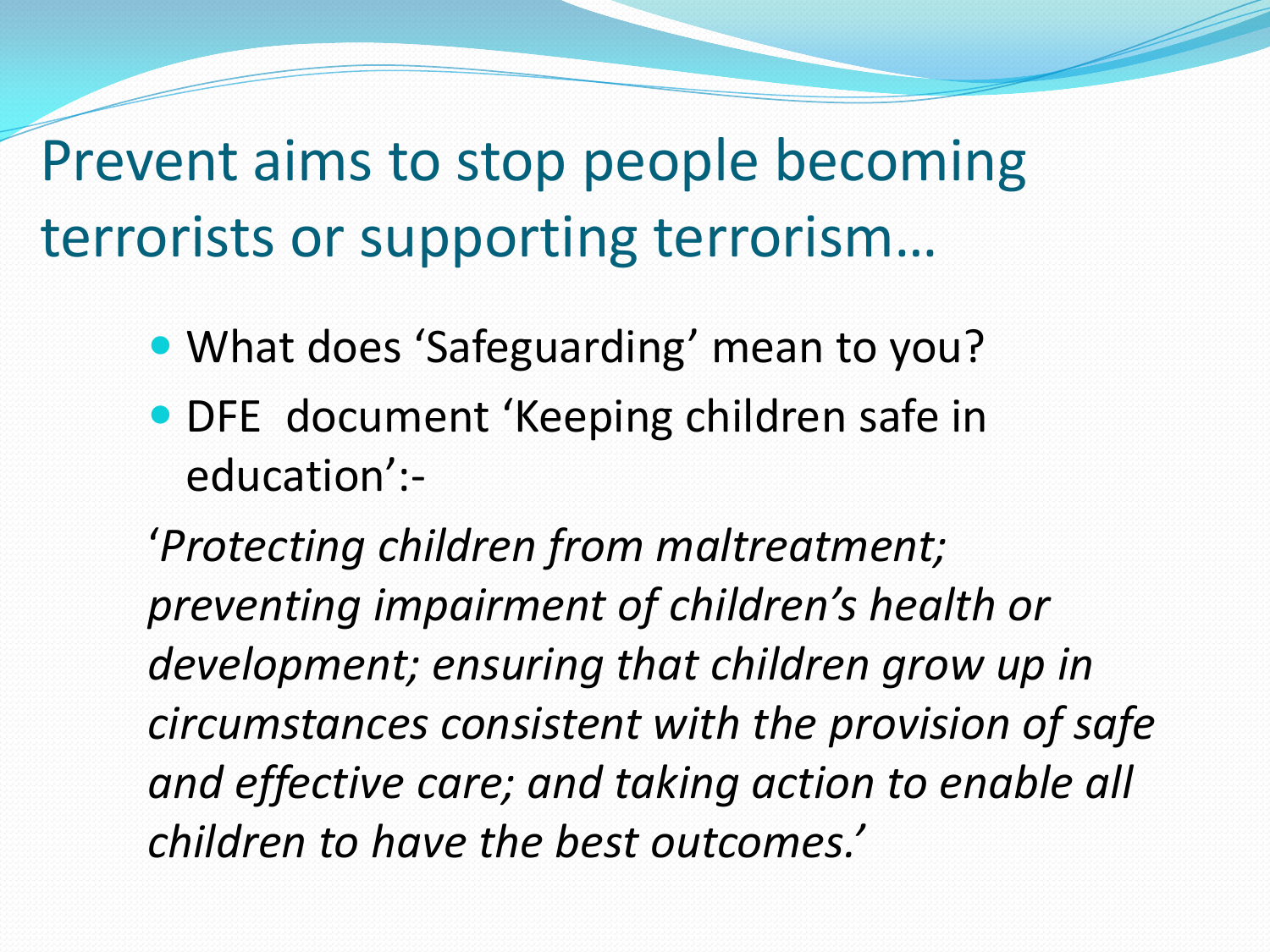# Prevent aims to stop people becoming terrorists or supporting terrorism…

- What does ‘Safeguarding’ mean to you?
- DFE  document ‘Keeping children safe in education’:-

‘*Protecting children from maltreatment; preventing impairment of children’s health or development; ensuring that children grow up in circumstances consistent with the provision of safe and effective care; and taking action to enable all children to have the best outcomes.’*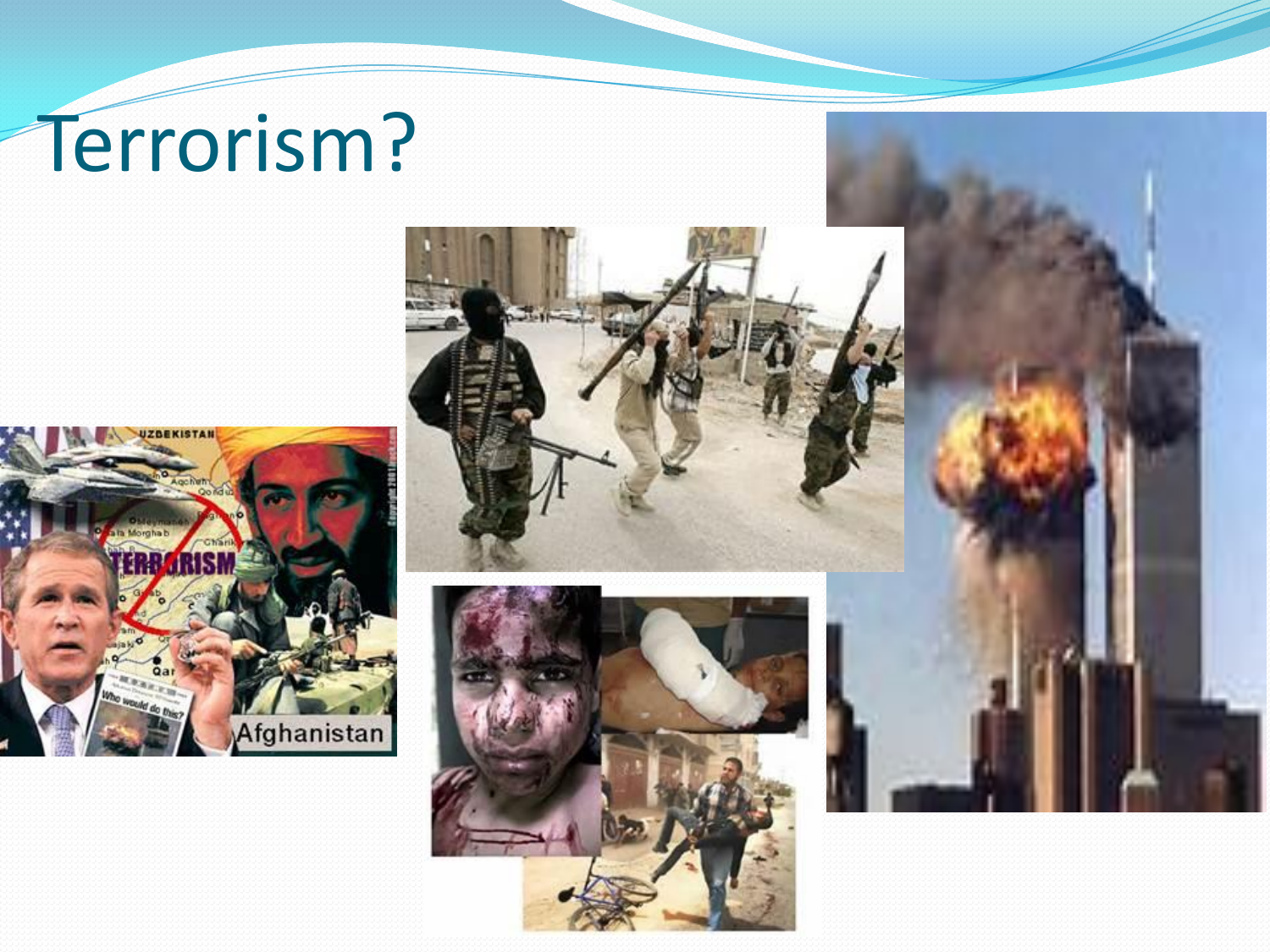# Terrorism?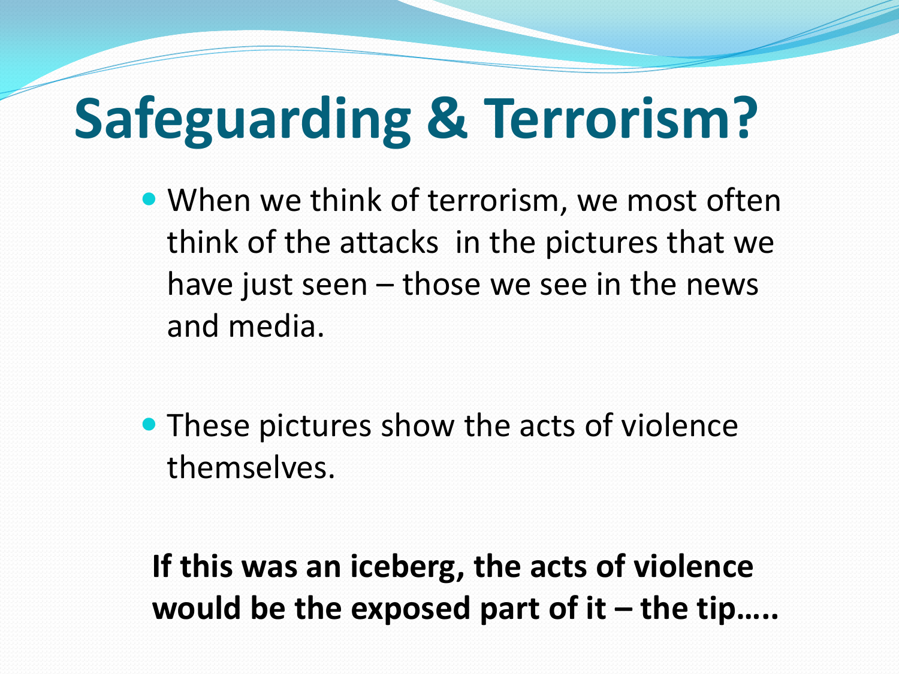# Safeguarding & Terrorism?

- When we think of terrorism, we most often think of the attacks  in the pictures that we have just seen – those we see in the news and media.

- These pictures show the acts of violence themselves.

**If this was an iceberg, the acts of violence would be the exposed part of it – the tip…..**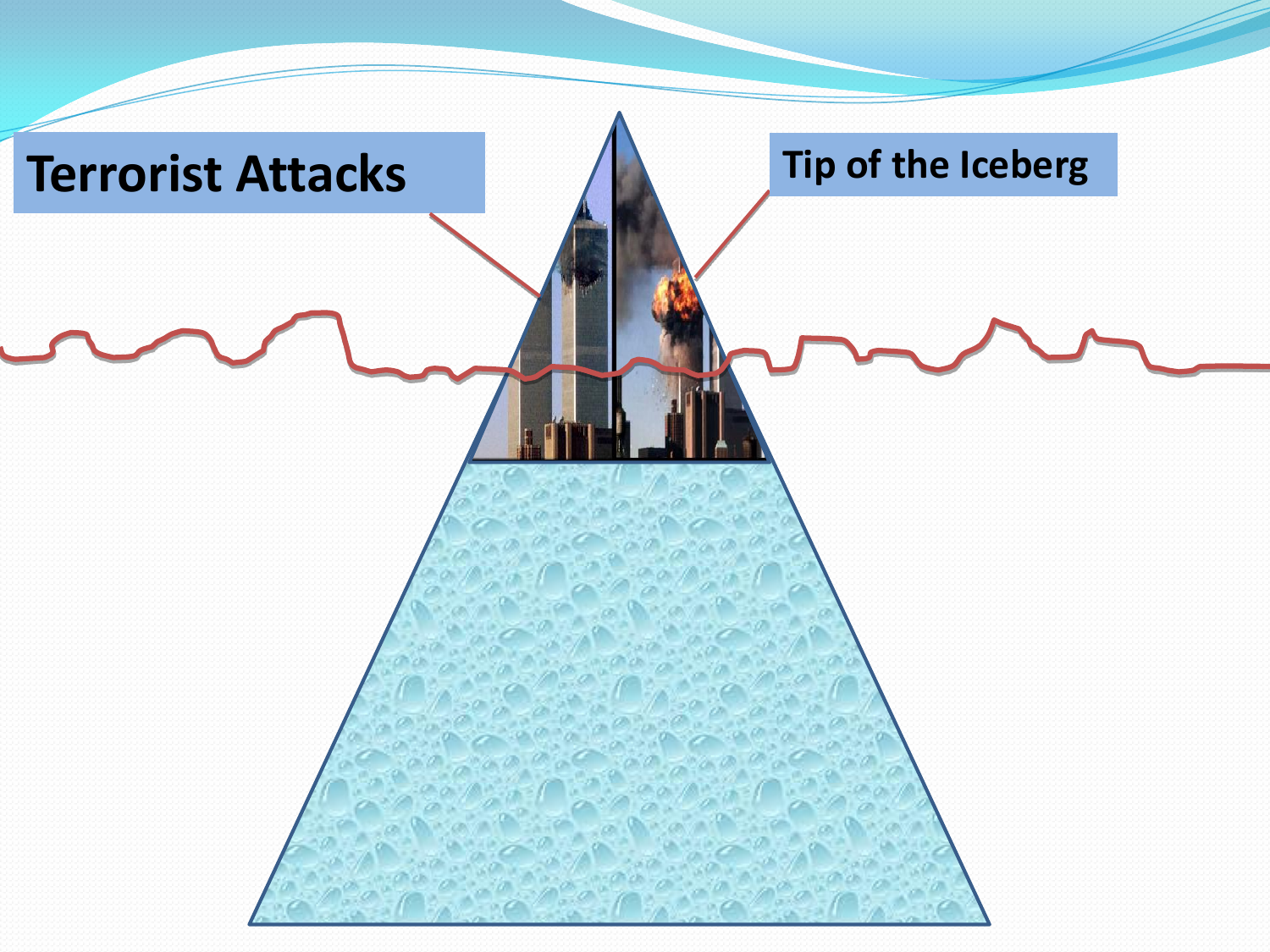Terrorist Attacks

Tip of the Iceberg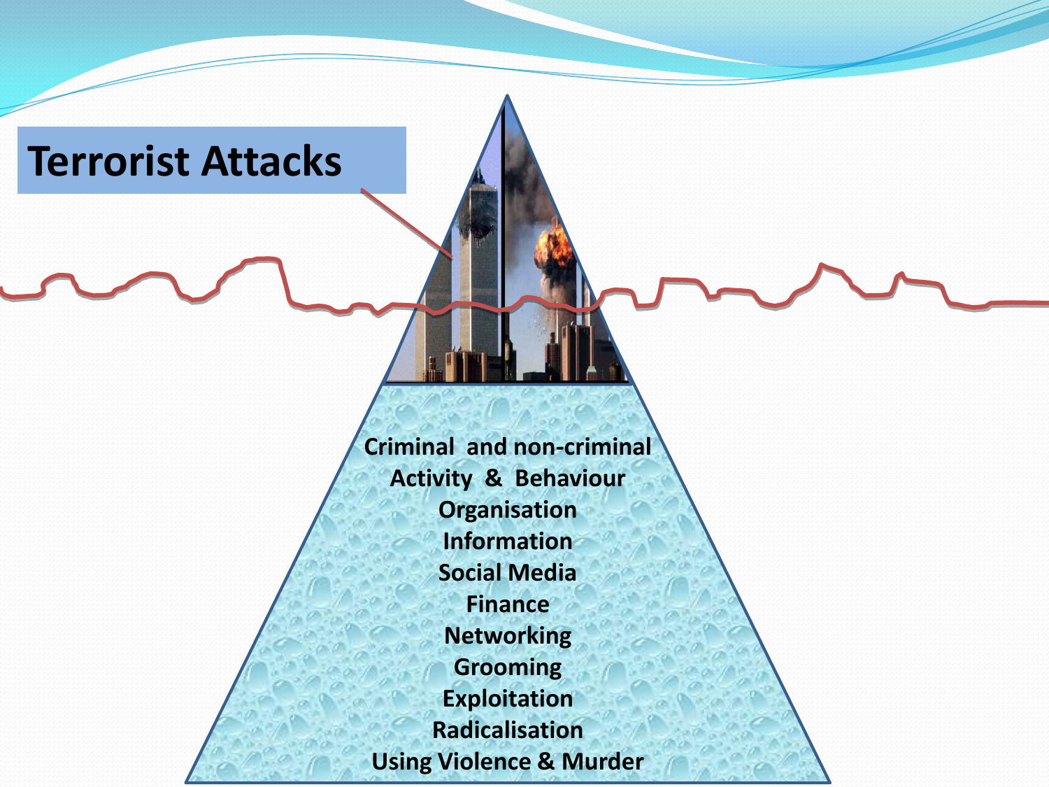# Terrorist Attacks

Criminal and non-criminal
Activity & Behaviour
Organisation
Information
Social Media
Finance
Networking
Grooming
Exploitation
Radicalisation
Using Violence & Murder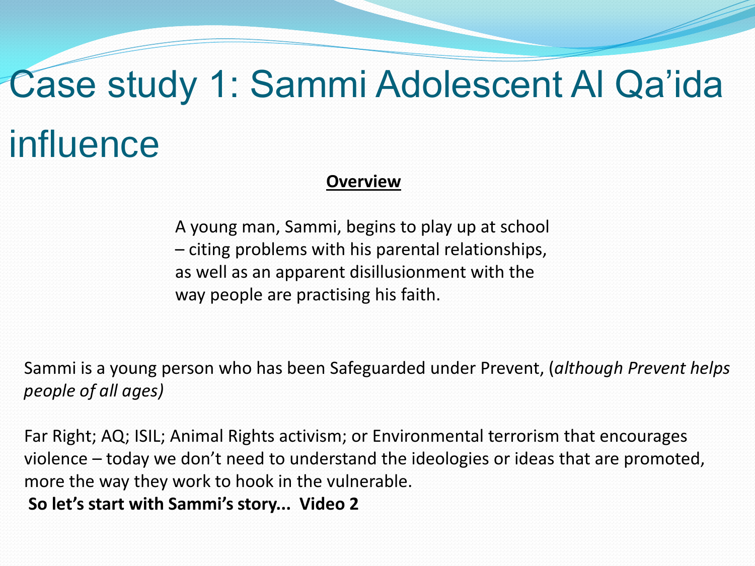# Case study 1: Sammi Adolescent Al Qa'ida influence

**Overview**

A young man, Sammi, begins to play up at school – citing problems with his parental relationships, as well as an apparent disillusionment with the way people are practising his faith.

Sammi is a young person who has been Safeguarded under Prevent, (*although Prevent helps people of all ages)*

Far Right; AQ; ISIL; Animal Rights activism; or Environmental terrorism that encourages violence – today we don't need to understand the ideologies or ideas that are promoted, more the way they work to hook in the vulnerable.

**So let's start with Sammi's story... Video 2**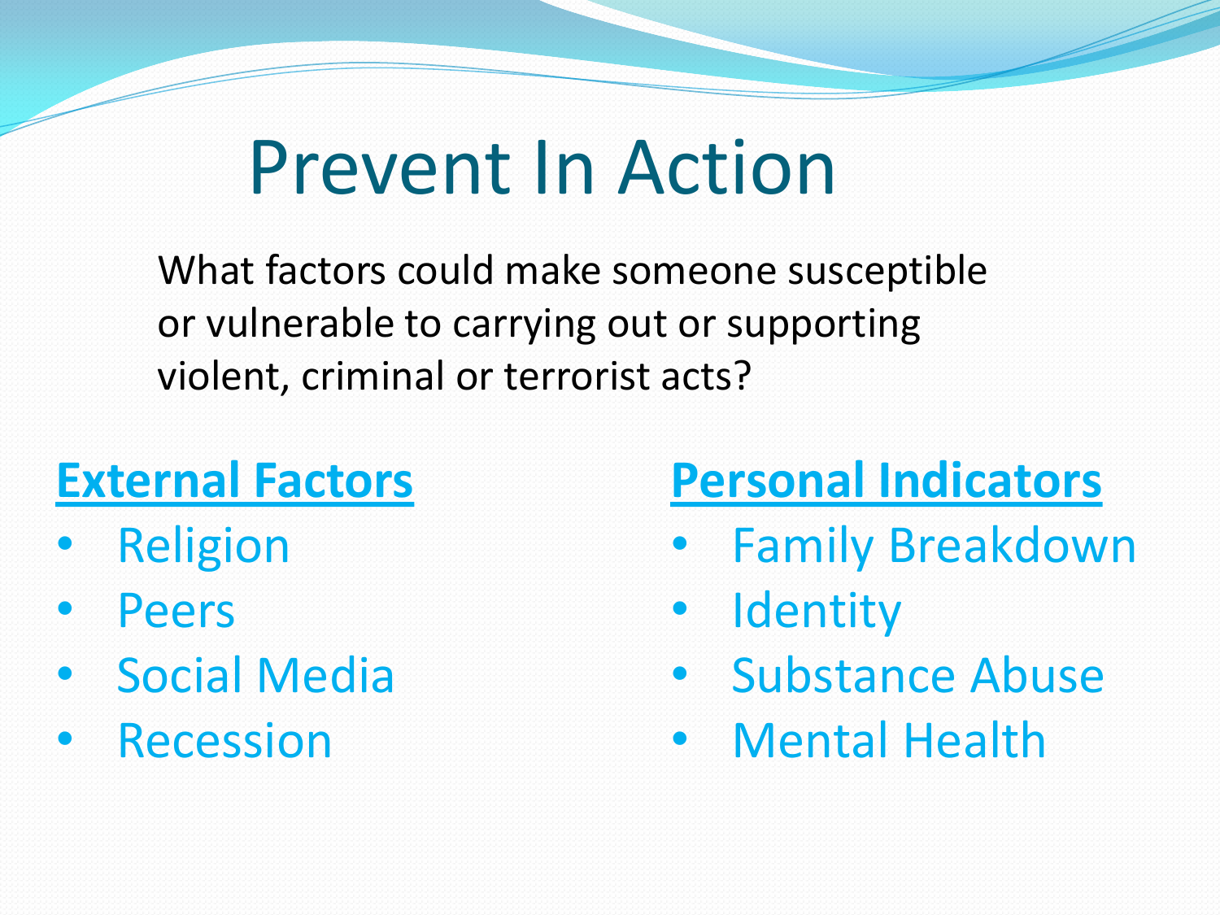# Prevent In Action

What factors could make someone susceptible or vulnerable to carrying out or supporting violent, criminal or terrorist acts?

**External Factors**

- Religion
- Peers
- Social Media
- Recession

**Personal Indicators**

- Family Breakdown
- Identity
- Substance Abuse
- Mental Health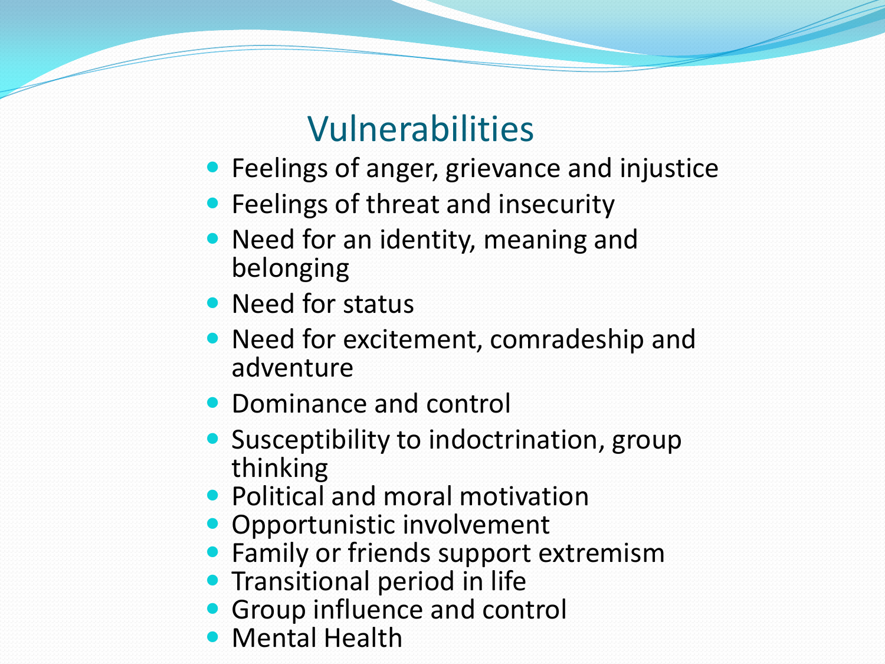# Vulnerabilities

- Feelings of anger, grievance and injustice
- Feelings of threat and insecurity
- Need for an identity, meaning and belonging
- Need for status
- Need for excitement, comradeship and adventure
- Dominance and control
- Susceptibility to indoctrination, group thinking
- Political and moral motivation
- Opportunistic involvement
- Family or friends support extremism
- Transitional period in life
- Group influence and control
- Mental Health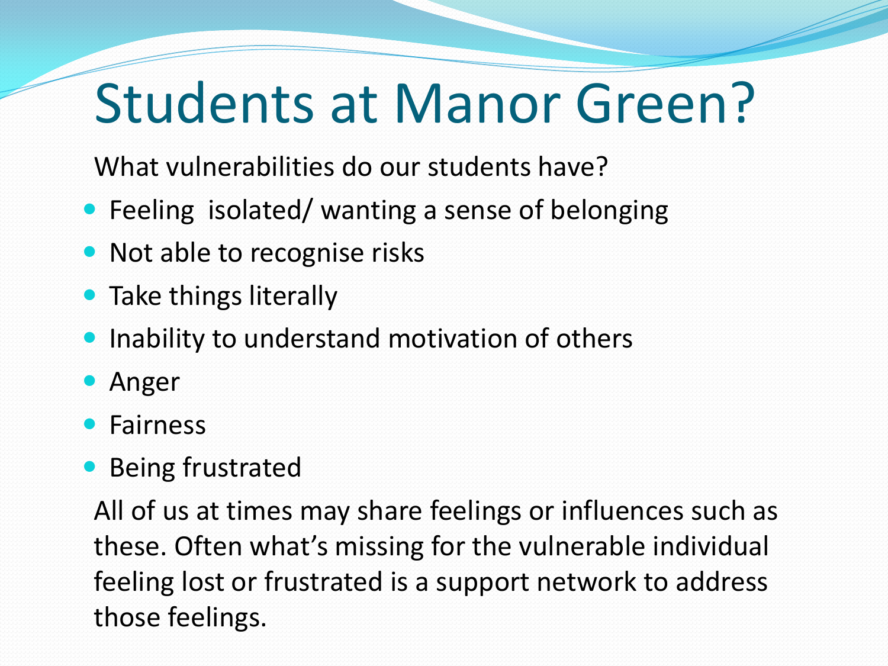# Students at Manor Green?

What vulnerabilities do our students have?

- Feeling isolated/ wanting a sense of belonging
- Not able to recognise risks
- Take things literally
- Inability to understand motivation of others
- Anger
- Fairness
- Being frustrated

All of us at times may share feelings or influences such as these. Often what's missing for the vulnerable individual feeling lost or frustrated is a support network to address those feelings.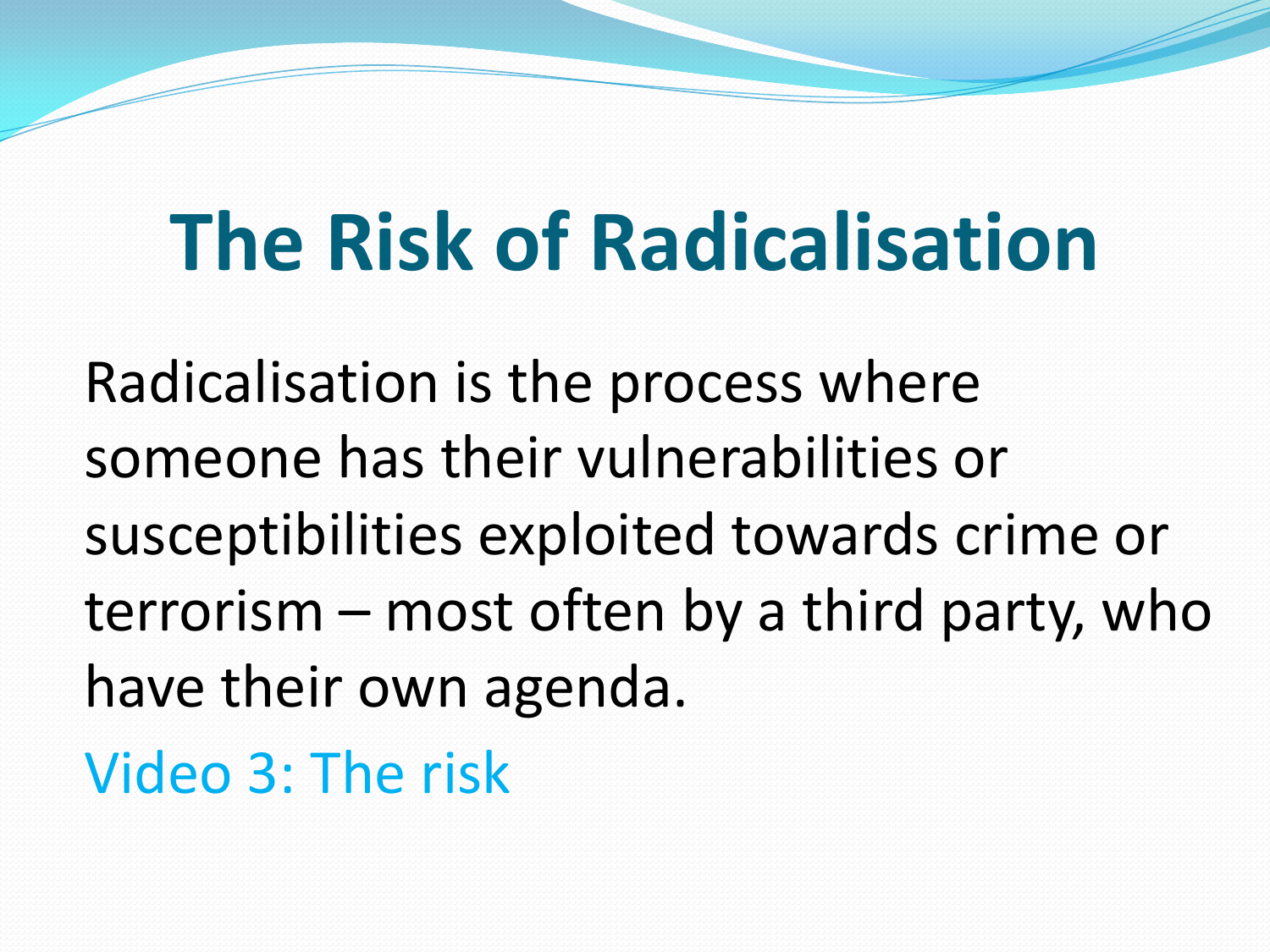# The Risk of Radicalisation

Radicalisation is the process where someone has their vulnerabilities or susceptibilities exploited towards crime or terrorism – most often by a third party, who have their own agenda.

Video 3: The risk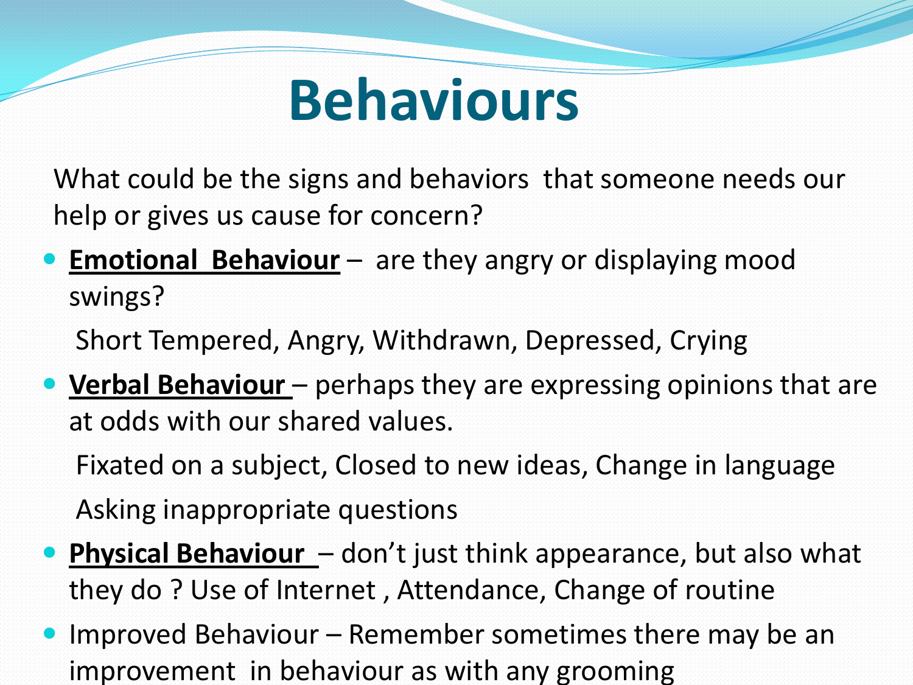# Behaviours

What could be the signs and behaviors that someone needs our help or gives us cause for concern?

- **Emotional Behaviour** – are they angry or displaying mood swings?

  Short Tempered, Angry, Withdrawn, Depressed, Crying

- **Verbal Behaviour** – perhaps they are expressing opinions that are at odds with our shared values.

  Fixated on a subject, Closed to new ideas, Change in language

  Asking inappropriate questions

- **Physical Behaviour** – don't just think appearance, but also what they do ? Use of Internet , Attendance, Change of routine

- Improved Behaviour – Remember sometimes there may be an improvement in behaviour as with any grooming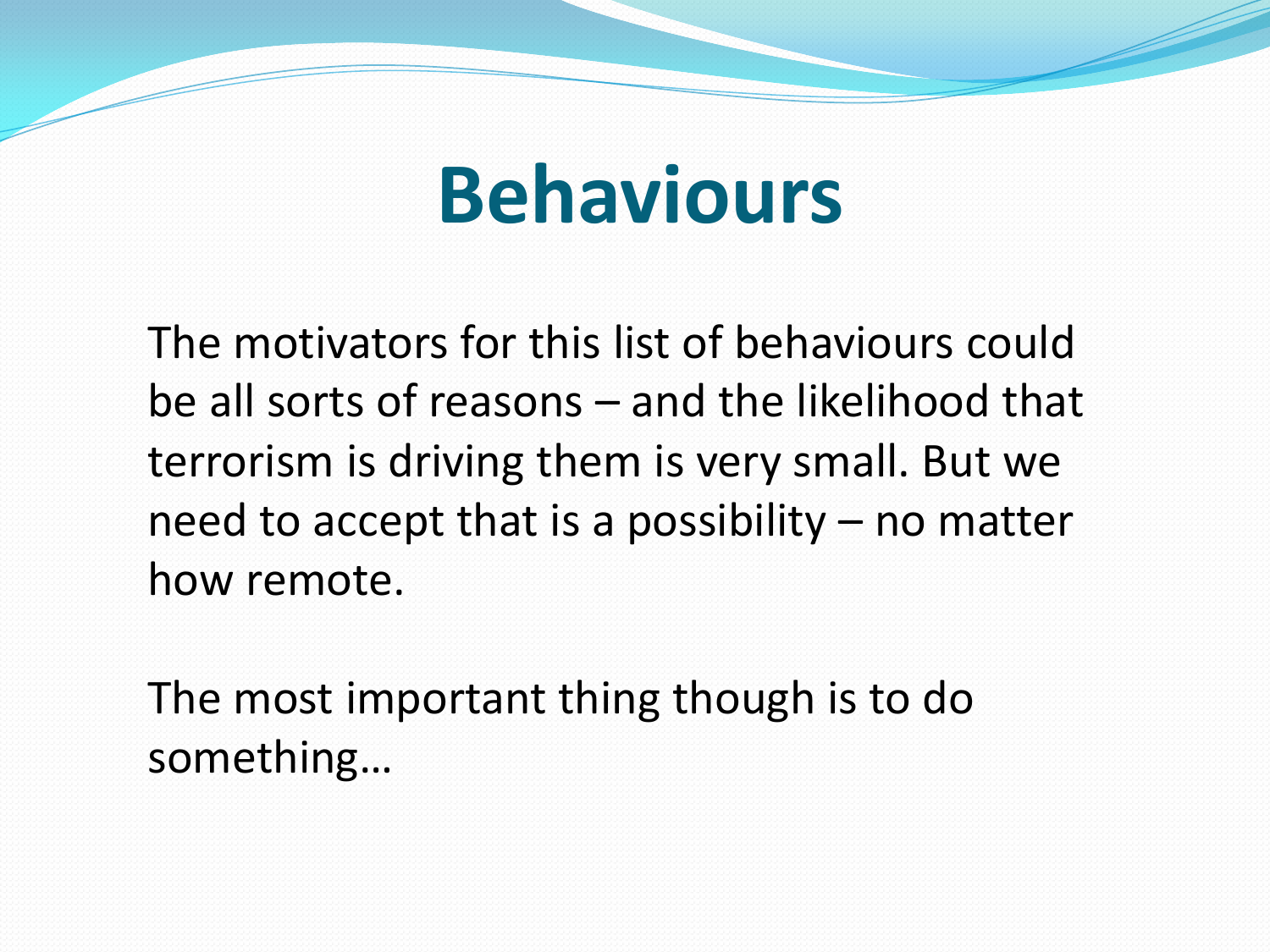# Behaviours

The motivators for this list of behaviours could be all sorts of reasons – and the likelihood that terrorism is driving them is very small. But we need to accept that is a possibility – no matter how remote.

The most important thing though is to do something…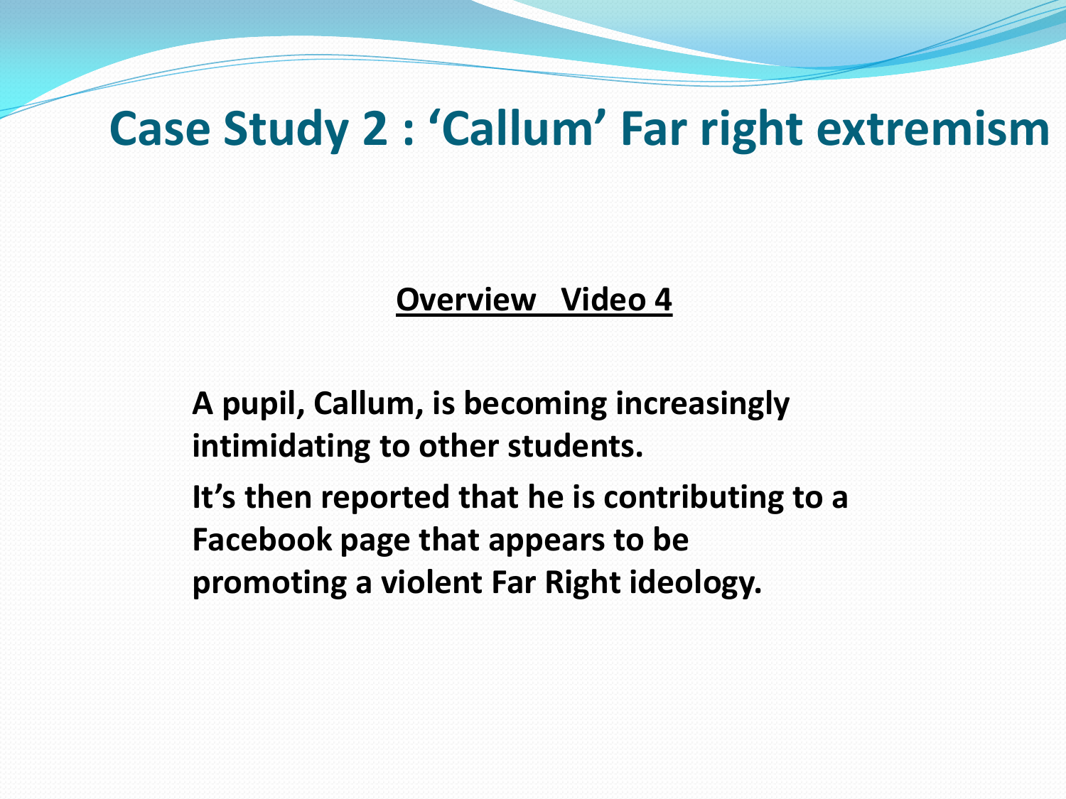# Case Study 2 : 'Callum' Far right extremism

**Overview Video 4**

**A pupil, Callum, is becoming increasingly intimidating to other students.**

**It's then reported that he is contributing to a Facebook page that appears to be promoting a violent Far Right ideology.**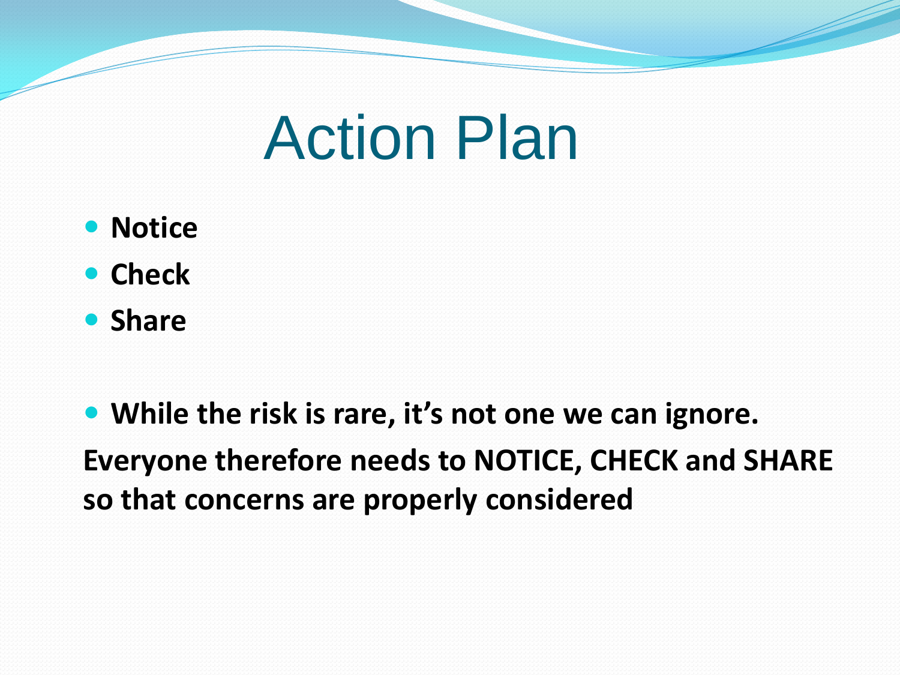# Action Plan

- **Notice**
- **Check**
- **Share**

- **While the risk is rare, it's not one we can ignore.**

**Everyone therefore needs to NOTICE, CHECK and SHARE so that concerns are properly considered**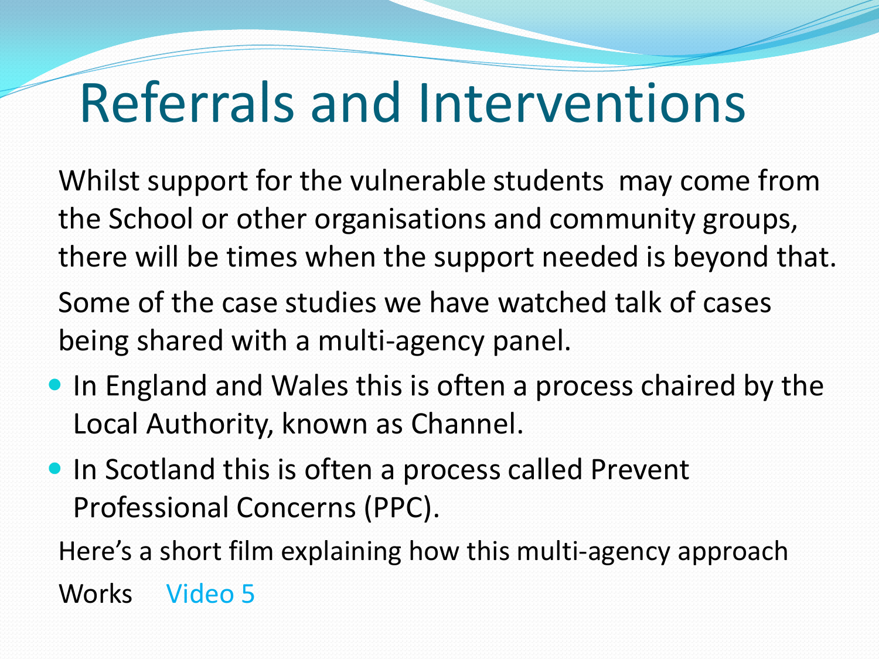# Referrals and Interventions

Whilst support for the vulnerable students may come from the School or other organisations and community groups, there will be times when the support needed is beyond that.

Some of the case studies we have watched talk of cases being shared with a multi-agency panel.

- In England and Wales this is often a process chaired by the Local Authority, known as Channel.
- In Scotland this is often a process called Prevent Professional Concerns (PPC).

Here's a short film explaining how this multi-agency approach Works Video 5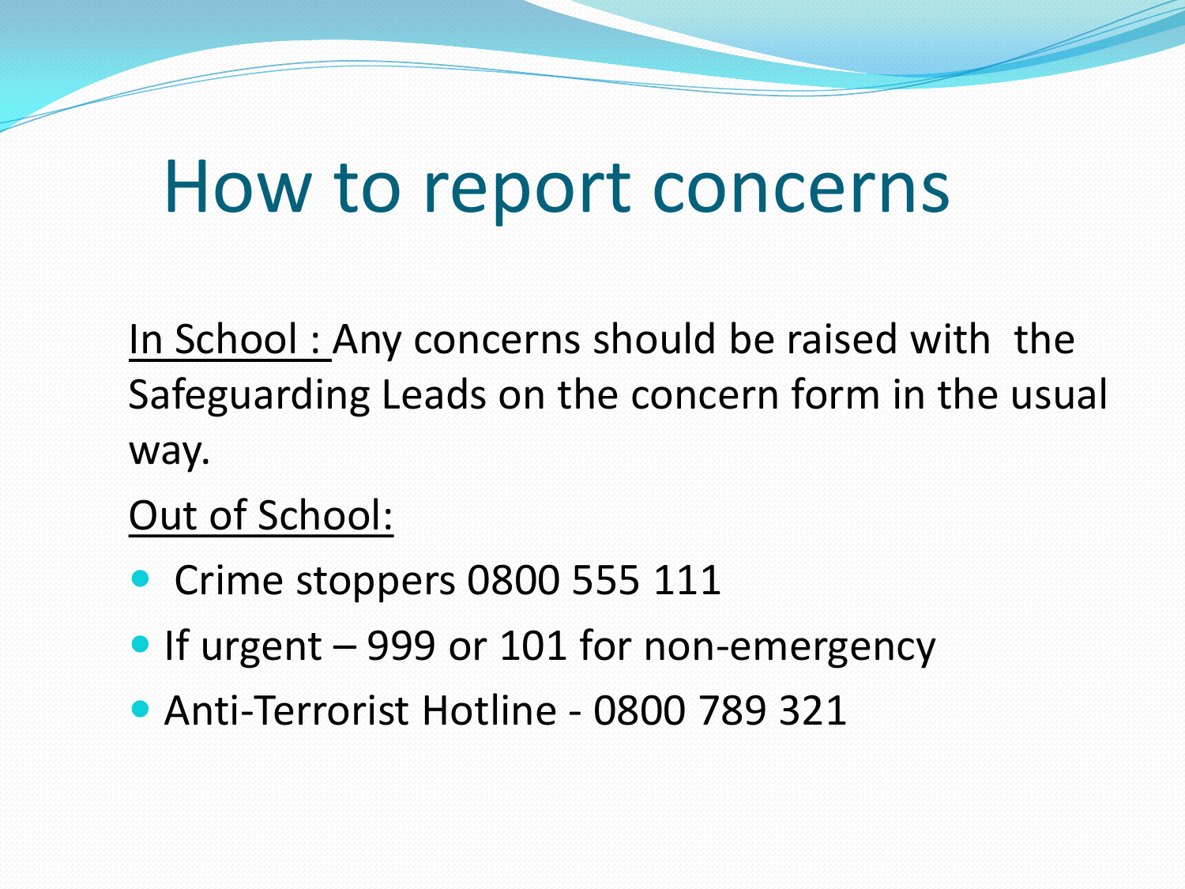# How to report concerns

In School : Any concerns should be raised with the Safeguarding Leads on the concern form in the usual way.

Out of School:

- Crime stoppers 0800 555 111
- If urgent – 999 or 101 for non-emergency
- Anti-Terrorist Hotline - 0800 789 321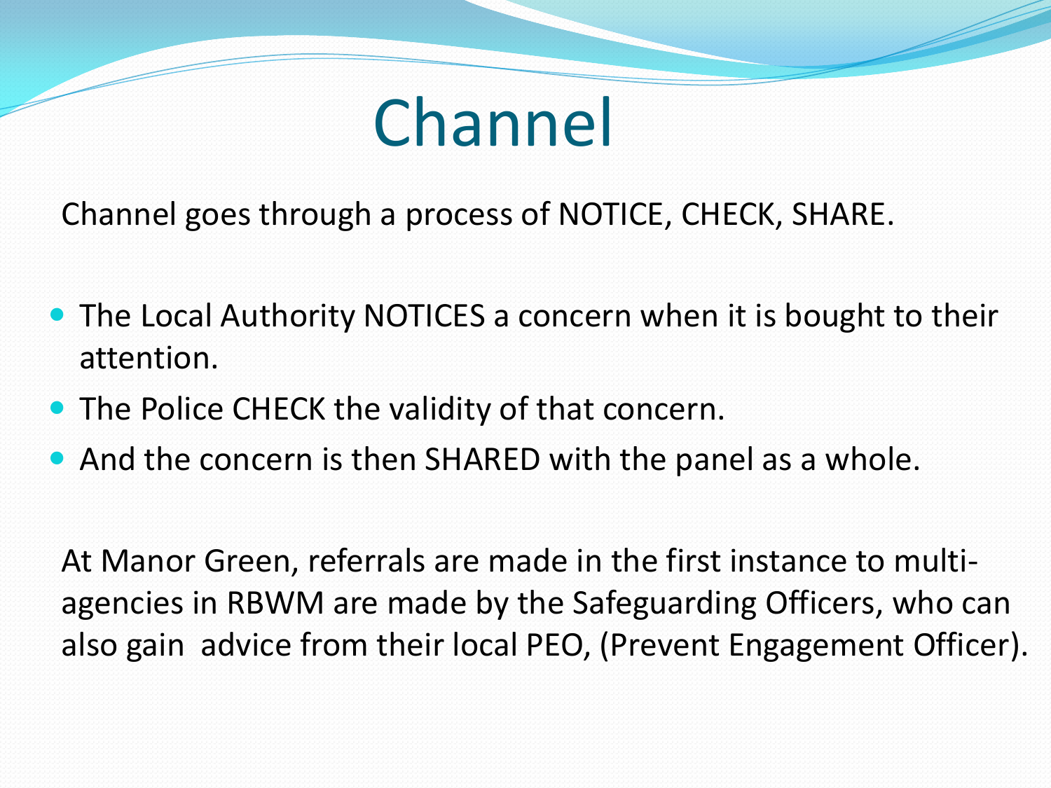# Channel

Channel goes through a process of NOTICE, CHECK, SHARE.

- The Local Authority NOTICES a concern when it is bought to their attention.
- The Police CHECK the validity of that concern.
- And the concern is then SHARED with the panel as a whole.

At Manor Green, referrals are made in the first instance to multi-agencies in RBWM are made by the Safeguarding Officers, who can also gain advice from their local PEO, (Prevent Engagement Officer).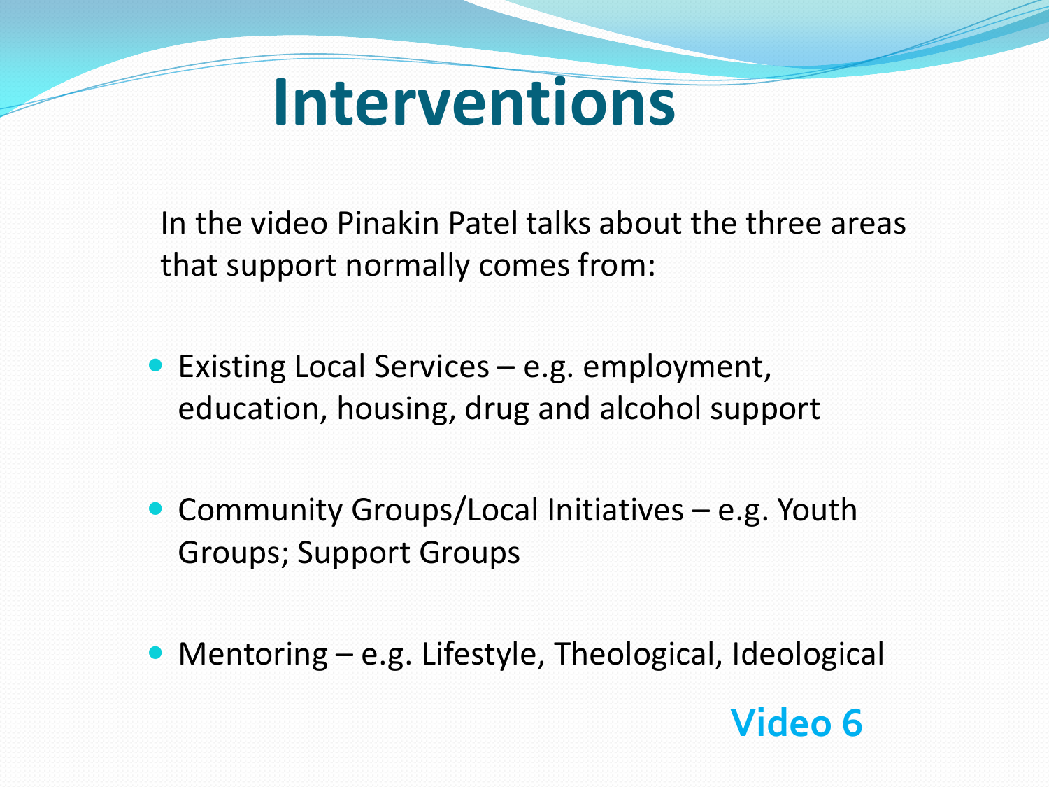# Interventions

In the video Pinakin Patel talks about the three areas that support normally comes from:

- Existing Local Services – e.g. employment, education, housing, drug and alcohol support
- Community Groups/Local Initiatives – e.g. Youth Groups; Support Groups
- Mentoring – e.g. Lifestyle, Theological, Ideological

**Video 6**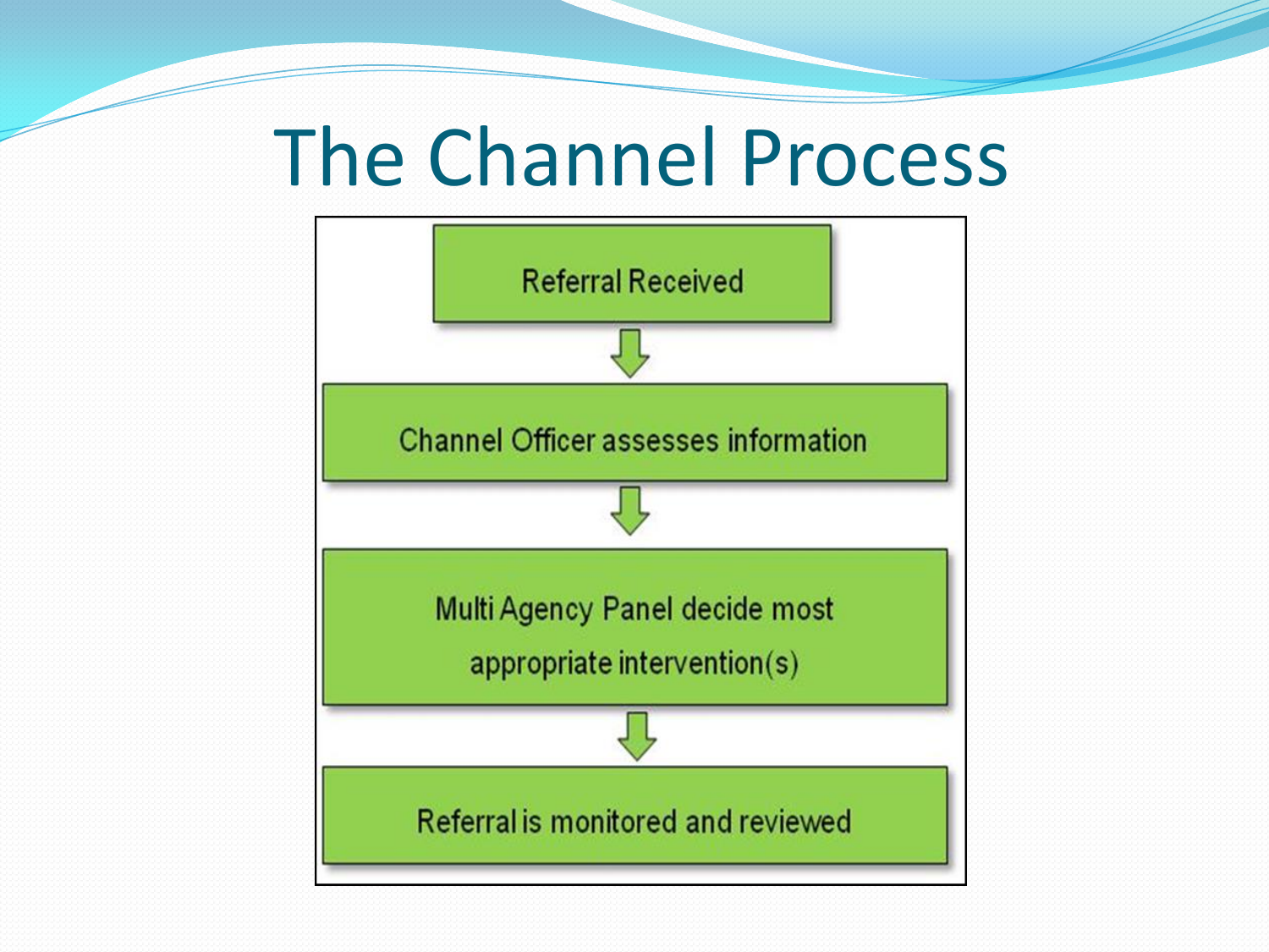# The Channel Process

Referral Received

↓

Channel Officer assesses information

↓

Multi Agency Panel decide most appropriate intervention(s)

↓

Referral is monitored and reviewed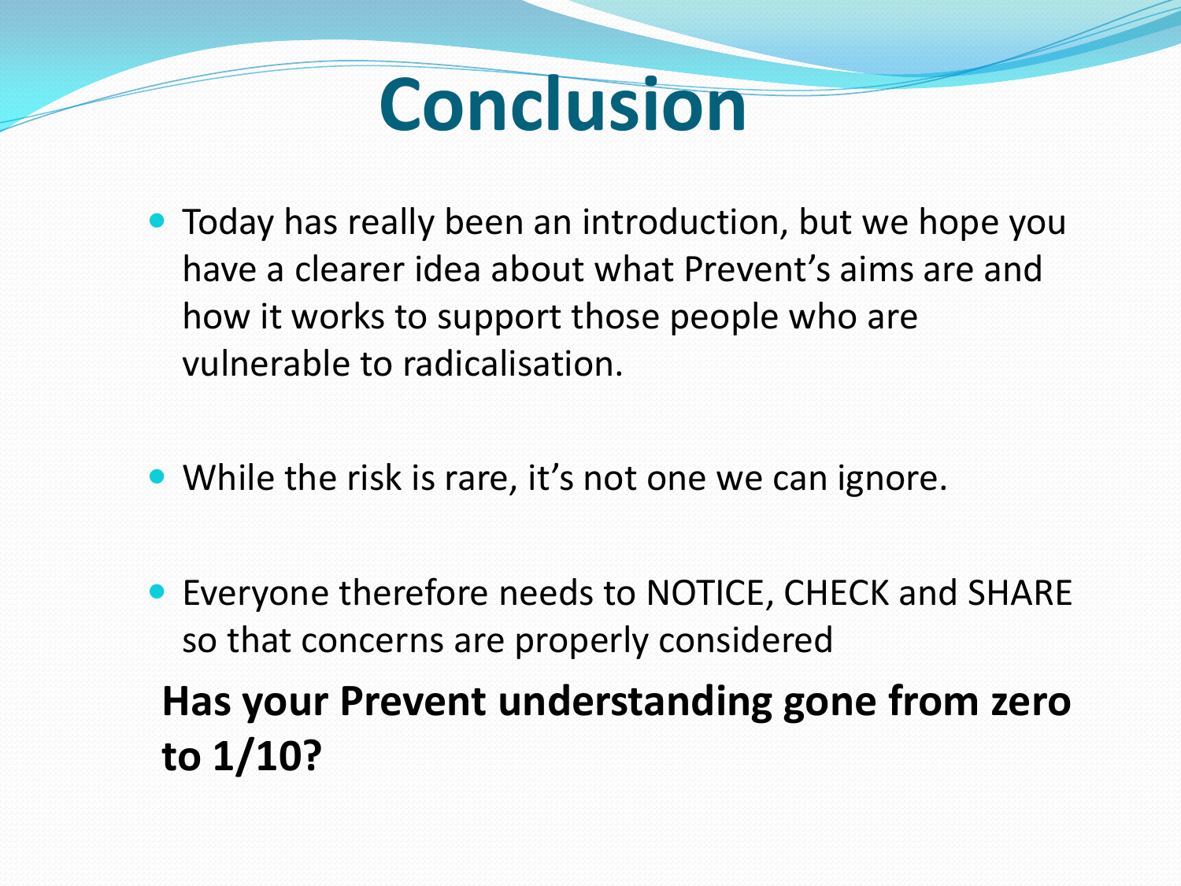# Conclusion

- Today has really been an introduction, but we hope you have a clearer idea about what Prevent's aims are and how it works to support those people who are vulnerable to radicalisation.
- While the risk is rare, it's not one we can ignore.
- Everyone therefore needs to NOTICE, CHECK and SHARE so that concerns are properly considered

**Has your Prevent understanding gone from zero to 1/10?**